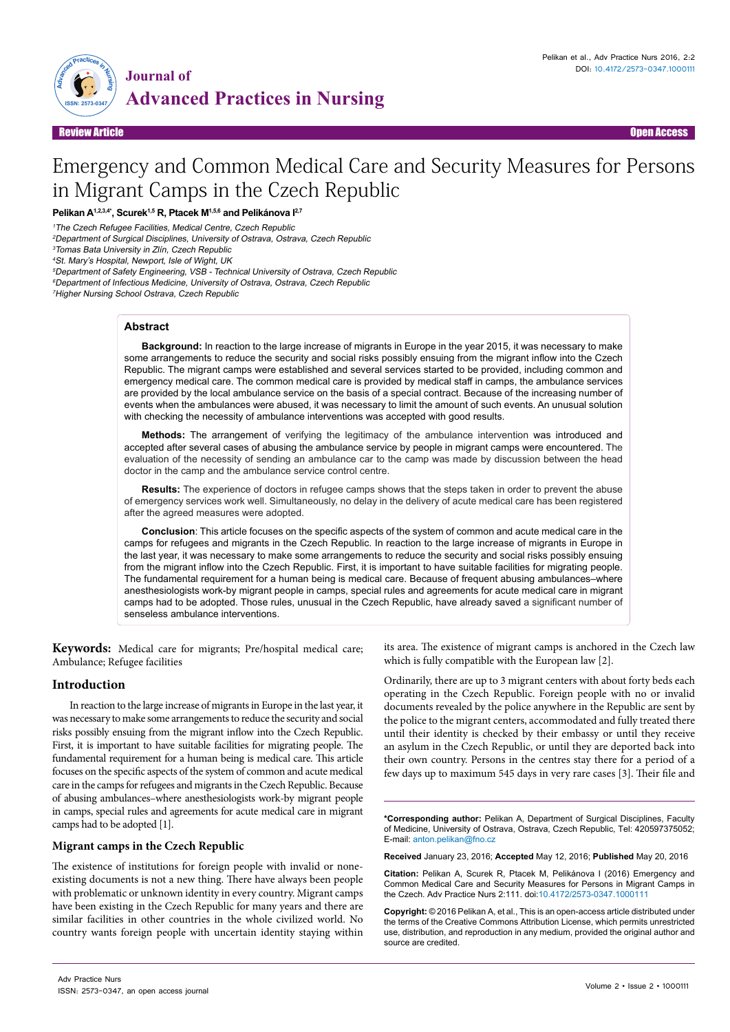Review Article | Open Access

# Emergency and Common Medical Care and Security Measures for Persons in Migrant Camps in the Czech Republic

**Pelikan A[1,2,3,4]\*, Scurek[1,5] R, Ptacek M[1,5,6] and Pelikánova I[2,7]**

[1]*The Czech Refugee Facilities, Medical Centre, Czech Republic*
[2]*Department of Surgical Disciplines, University of Ostrava, Ostrava, Czech Republic*
[3]*Tomas Bata University in Zlín, Czech Republic*
[4]*St. Mary's Hospital, Newport, Isle of Wight, UK*
[5]*Department of Safety Engineering, VSB - Technical University of Ostrava, Czech Republic*
[6]*Department of Infectious Medicine, University of Ostrava, Ostrava, Czech Republic*
[7]*Higher Nursing School Ostrava, Czech Republic*

## Abstract

**Background:** In reaction to the large increase of migrants in Europe in the year 2015, it was necessary to make some arrangements to reduce the security and social risks possibly ensuing from the migrant inflow into the Czech Republic. The migrant camps were established and several services started to be provided, including common and emergency medical care. The common medical care is provided by medical staff in camps, the ambulance services are provided by the local ambulance service on the basis of a special contract. Because of the increasing number of events when the ambulances were abused, it was necessary to limit the amount of such events. An unusual solution with checking the necessity of ambulance interventions was accepted with good results.

**Methods:** The arrangement of verifying the legitimacy of the ambulance intervention was introduced and accepted after several cases of abusing the ambulance service by people in migrant camps were encountered. The evaluation of the necessity of sending an ambulance car to the camp was made by discussion between the head doctor in the camp and the ambulance service control centre.

**Results:** The experience of doctors in refugee camps shows that the steps taken in order to prevent the abuse of emergency services work well. Simultaneously, no delay in the delivery of acute medical care has been registered after the agreed measures were adopted.

**Conclusion**: This article focuses on the specific aspects of the system of common and acute medical care in the camps for refugees and migrants in the Czech Republic. In reaction to the large increase of migrants in Europe in the last year, it was necessary to make some arrangements to reduce the security and social risks possibly ensuing from the migrant inflow into the Czech Republic. First, it is important to have suitable facilities for migrating people. The fundamental requirement for a human being is medical care. Because of frequent abusing ambulances–where anesthesiologists work-by migrant people in camps, special rules and agreements for acute medical care in migrant camps had to be adopted. Those rules, unusual in the Czech Republic, have already saved a significant number of senseless ambulance interventions.

**Keywords:** Medical care for migrants; Pre/hospital medical care; Ambulance; Refugee facilities

## Introduction

In reaction to the large increase of migrants in Europe in the last year, it was necessary to make some arrangements to reduce the security and social risks possibly ensuing from the migrant inflow into the Czech Republic. First, it is important to have suitable facilities for migrating people. The fundamental requirement for a human being is medical care. This article focuses on the specific aspects of the system of common and acute medical care in the camps for refugees and migrants in the Czech Republic. Because of abusing ambulances–where anesthesiologists work-by migrant people in camps, special rules and agreements for acute medical care in migrant camps had to be adopted [1].

### Migrant camps in the Czech Republic

The existence of institutions for foreign people with invalid or none-existing documents is not a new thing. There have always been people with problematic or unknown identity in every country. Migrant camps have been existing in the Czech Republic for many years and there are similar facilities in other countries in the whole civilized world. No country wants foreign people with uncertain identity staying within its area. The existence of migrant camps is anchored in the Czech law which is fully compatible with the European law [2].

Ordinarily, there are up to 3 migrant centers with about forty beds each operating in the Czech Republic. Foreign people with no or invalid documents revealed by the police anywhere in the Republic are sent by the police to the migrant centers, accommodated and fully treated there until their identity is checked by their embassy or until they receive an asylum in the Czech Republic, or until they are deported back into their own country. Persons in the centres stay there for a period of a few days up to maximum 545 days in very rare cases [3]. Their file and

\*Corresponding author: Pelikan A, Department of Surgical Disciplines, Faculty of Medicine, University of Ostrava, Ostrava, Czech Republic, Tel: 420597375052; E-mail: anton.pelikan@fno.cz

**Received** January 23, 2016; **Accepted** May 12, 2016; **Published** May 20, 2016

**Citation:** Pelikan A, Scurek R, Ptacek M, Pelikánova I (2016) Emergency and Common Medical Care and Security Measures for Persons in Migrant Camps in the Czech. Adv Practice Nurs 2:111. doi:10.4172/2573-0347.1000111

**Copyright:** © 2016 Pelikan A, et al., This is an open-access article distributed under the terms of the Creative Commons Attribution License, which permits unrestricted use, distribution, and reproduction in any medium, provided the original author and source are credited.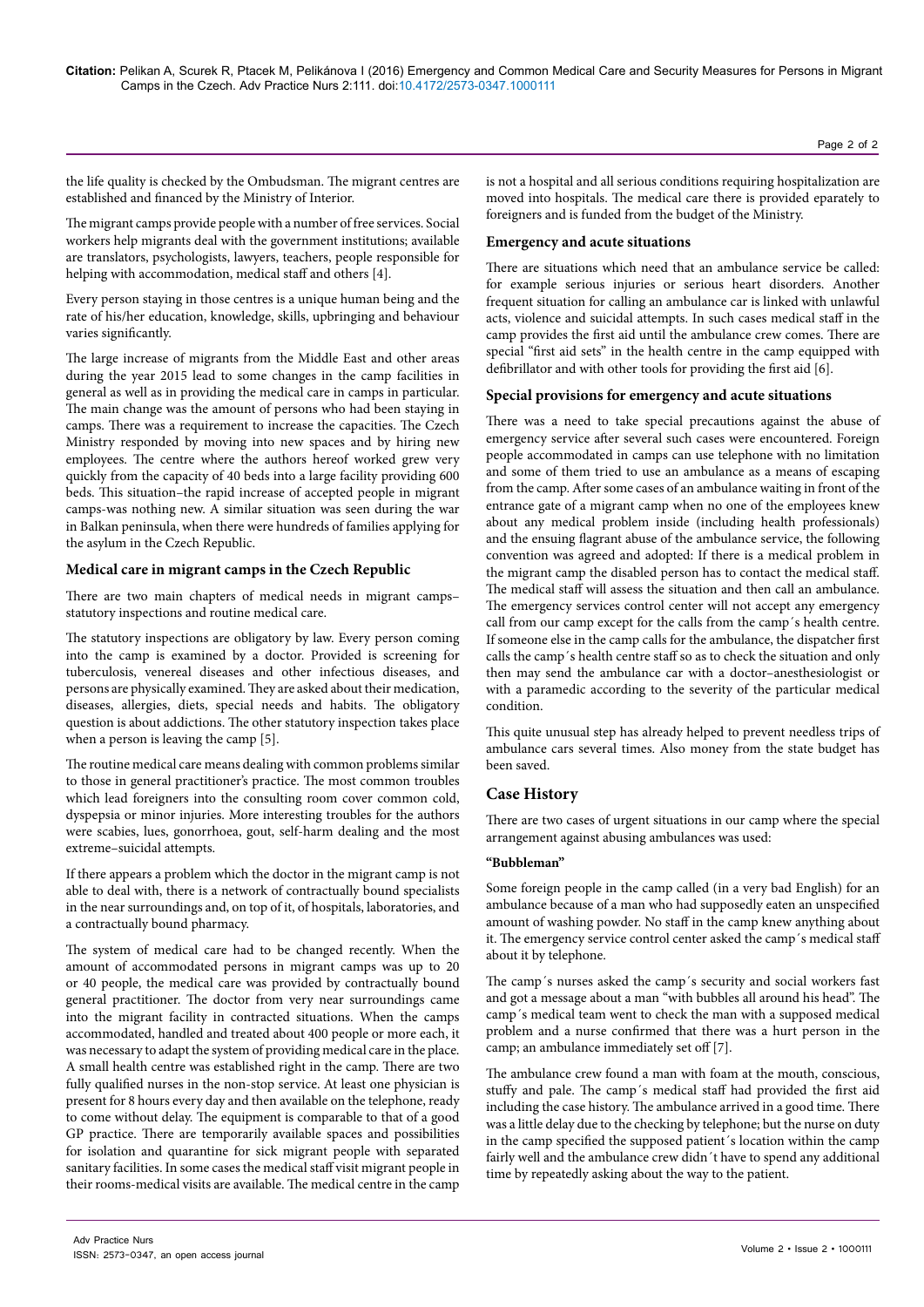the life quality is checked by the Ombudsman. The migrant centres are established and financed by the Ministry of Interior.

The migrant camps provide people with a number of free services. Social workers help migrants deal with the government institutions; available are translators, psychologists, lawyers, teachers, people responsible for helping with accommodation, medical staff and others [4].

Every person staying in those centres is a unique human being and the rate of his/her education, knowledge, skills, upbringing and behaviour varies significantly.

The large increase of migrants from the Middle East and other areas during the year 2015 lead to some changes in the camp facilities in general as well as in providing the medical care in camps in particular. The main change was the amount of persons who had been staying in camps. There was a requirement to increase the capacities. The Czech Ministry responded by moving into new spaces and by hiring new employees. The centre where the authors hereof worked grew very quickly from the capacity of 40 beds into a large facility providing 600 beds. This situation–the rapid increase of accepted people in migrant camps-was nothing new. A similar situation was seen during the war in Balkan peninsula, when there were hundreds of families applying for the asylum in the Czech Republic.

### Medical care in migrant camps in the Czech Republic

There are two main chapters of medical needs in migrant camps–statutory inspections and routine medical care.

The statutory inspections are obligatory by law. Every person coming into the camp is examined by a doctor. Provided is screening for tuberculosis, venereal diseases and other infectious diseases, and persons are physically examined. They are asked about their medication, diseases, allergies, diets, special needs and habits. The obligatory question is about addictions. The other statutory inspection takes place when a person is leaving the camp [5].

The routine medical care means dealing with common problems similar to those in general practitioner's practice. The most common troubles which lead foreigners into the consulting room cover common cold, dyspepsia or minor injuries. More interesting troubles for the authors were scabies, lues, gonorrhoea, gout, self-harm dealing and the most extreme–suicidal attempts.

If there appears a problem which the doctor in the migrant camp is not able to deal with, there is a network of contractually bound specialists in the near surroundings and, on top of it, of hospitals, laboratories, and a contractually bound pharmacy.

The system of medical care had to be changed recently. When the amount of accommodated persons in migrant camps was up to 20 or 40 people, the medical care was provided by contractually bound general practitioner. The doctor from very near surroundings came into the migrant facility in contracted situations. When the camps accommodated, handled and treated about 400 people or more each, it was necessary to adapt the system of providing medical care in the place. A small health centre was established right in the camp. There are two fully qualified nurses in the non-stop service. At least one physician is present for 8 hours every day and then available on the telephone, ready to come without delay. The equipment is comparable to that of a good GP practice. There are temporarily available spaces and possibilities for isolation and quarantine for sick migrant people with separated sanitary facilities. In some cases the medical staff visit migrant people in their rooms-medical visits are available. The medical centre in the camp is not a hospital and all serious conditions requiring hospitalization are moved into hospitals. The medical care there is provided eparately to foreigners and is funded from the budget of the Ministry.

### Emergency and acute situations

There are situations which need that an ambulance service be called: for example serious injuries or serious heart disorders. Another frequent situation for calling an ambulance car is linked with unlawful acts, violence and suicidal attempts. In such cases medical staff in the camp provides the first aid until the ambulance crew comes. There are special "first aid sets" in the health centre in the camp equipped with defibrillator and with other tools for providing the first aid [6].

### Special provisions for emergency and acute situations

There was a need to take special precautions against the abuse of emergency service after several such cases were encountered. Foreign people accommodated in camps can use telephone with no limitation and some of them tried to use an ambulance as a means of escaping from the camp. After some cases of an ambulance waiting in front of the entrance gate of a migrant camp when no one of the employees knew about any medical problem inside (including health professionals) and the ensuing flagrant abuse of the ambulance service, the following convention was agreed and adopted: If there is a medical problem in the migrant camp the disabled person has to contact the medical staff. The medical staff will assess the situation and then call an ambulance. The emergency services control center will not accept any emergency call from our camp except for the calls from the camp´s health centre. If someone else in the camp calls for the ambulance, the dispatcher first calls the camp´s health centre staff so as to check the situation and only then may send the ambulance car with a doctor–anesthesiologist or with a paramedic according to the severity of the particular medical condition.

This quite unusual step has already helped to prevent needless trips of ambulance cars several times. Also money from the state budget has been saved.

## Case History

There are two cases of urgent situations in our camp where the special arrangement against abusing ambulances was used:

#### "Bubbleman"

Some foreign people in the camp called (in a very bad English) for an ambulance because of a man who had supposedly eaten an unspecified amount of washing powder. No staff in the camp knew anything about it. The emergency service control center asked the camp´s medical staff about it by telephone.

The camp´s nurses asked the camp´s security and social workers fast and got a message about a man "with bubbles all around his head". The camp´s medical team went to check the man with a supposed medical problem and a nurse confirmed that there was a hurt person in the camp; an ambulance immediately set off [7].

The ambulance crew found a man with foam at the mouth, conscious, stuffy and pale. The camp´s medical staff had provided the first aid including the case history. The ambulance arrived in a good time. There was a little delay due to the checking by telephone; but the nurse on duty in the camp specified the supposed patient´s location within the camp fairly well and the ambulance crew didn´t have to spend any additional time by repeatedly asking about the way to the patient.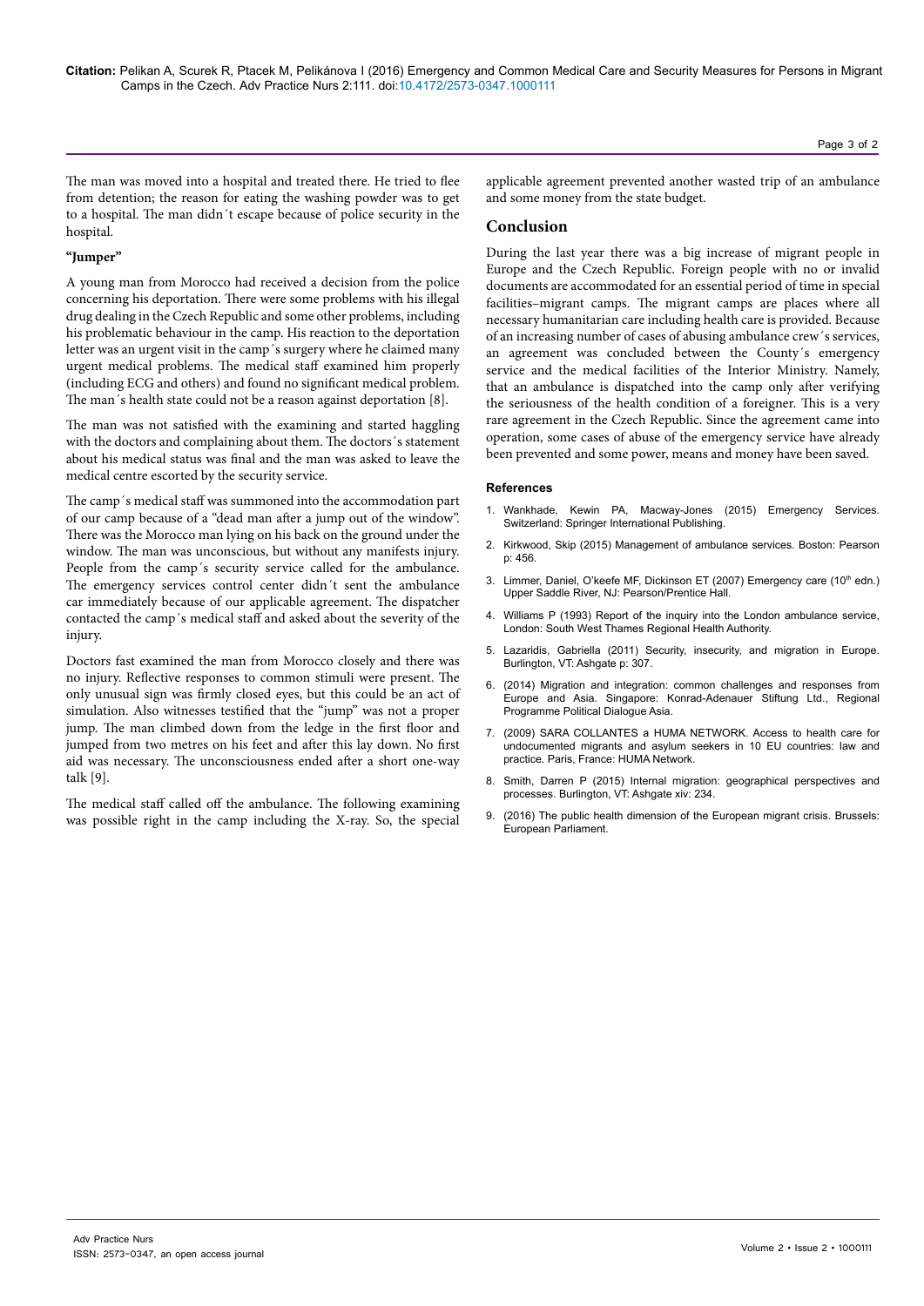The man was moved into a hospital and treated there. He tried to flee from detention; the reason for eating the washing powder was to get to a hospital. The man didn´t escape because of police security in the hospital.

**"Jumper"**

A young man from Morocco had received a decision from the police concerning his deportation. There were some problems with his illegal drug dealing in the Czech Republic and some other problems, including his problematic behaviour in the camp. His reaction to the deportation letter was an urgent visit in the camp´s surgery where he claimed many urgent medical problems. The medical staff examined him properly (including ECG and others) and found no significant medical problem. The man´s health state could not be a reason against deportation [8].

The man was not satisfied with the examining and started haggling with the doctors and complaining about them. The doctors´s statement about his medical status was final and the man was asked to leave the medical centre escorted by the security service.

The camp´s medical staff was summoned into the accommodation part of our camp because of a "dead man after a jump out of the window". There was the Morocco man lying on his back on the ground under the window. The man was unconscious, but without any manifests injury. People from the camp´s security service called for the ambulance. The emergency services control center didn´t sent the ambulance car immediately because of our applicable agreement. The dispatcher contacted the camp´s medical staff and asked about the severity of the injury.

Doctors fast examined the man from Morocco closely and there was no injury. Reflective responses to common stimuli were present. The only unusual sign was firmly closed eyes, but this could be an act of simulation. Also witnesses testified that the "jump" was not a proper jump. The man climbed down from the ledge in the first floor and jumped from two metres on his feet and after this lay down. No first aid was necessary. The unconsciousness ended after a short one-way talk [9].

The medical staff called off the ambulance. The following examining was possible right in the camp including the X-ray. So, the special applicable agreement prevented another wasted trip of an ambulance and some money from the state budget.

## Conclusion

During the last year there was a big increase of migrant people in Europe and the Czech Republic. Foreign people with no or invalid documents are accommodated for an essential period of time in special facilities–migrant camps. The migrant camps are places where all necessary humanitarian care including health care is provided. Because of an increasing number of cases of abusing ambulance crew´s services, an agreement was concluded between the County´s emergency service and the medical facilities of the Interior Ministry. Namely, that an ambulance is dispatched into the camp only after verifying the seriousness of the health condition of a foreigner. This is a very rare agreement in the Czech Republic. Since the agreement came into operation, some cases of abuse of the emergency service have already been prevented and some power, means and money have been saved.

### References

1. Wankhade, Kewin PA, Macway-Jones (2015) Emergency Services. Switzerland: Springer International Publishing.
2. Kirkwood, Skip (2015) Management of ambulance services. Boston: Pearson p: 456.
3. Limmer, Daniel, O'keefe MF, Dickinson ET (2007) Emergency care (10th edn.) Upper Saddle River, NJ: Pearson/Prentice Hall.
4. Williams P (1993) Report of the inquiry into the London ambulance service, London: South West Thames Regional Health Authority.
5. Lazaridis, Gabriella (2011) Security, insecurity, and migration in Europe. Burlington, VT: Ashgate p: 307.
6. (2014) Migration and integration: common challenges and responses from Europe and Asia. Singapore: Konrad-Adenauer Stiftung Ltd., Regional Programme Political Dialogue Asia.
7. (2009) SARA COLLANTES a HUMA NETWORK. Access to health care for undocumented migrants and asylum seekers in 10 EU countries: law and practice. Paris, France: HUMA Network.
8. Smith, Darren P (2015) Internal migration: geographical perspectives and processes. Burlington, VT: Ashgate xiv: 234.
9. (2016) The public health dimension of the European migrant crisis. Brussels: European Parliament.